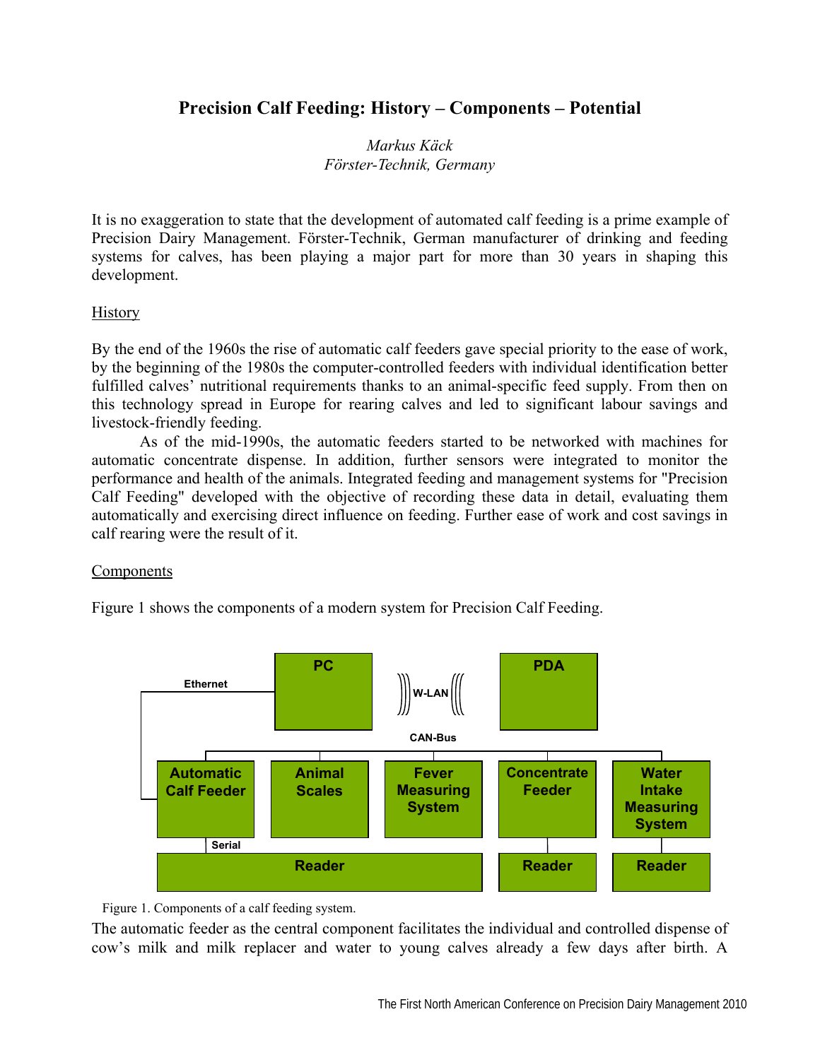# Precision Calf Feeding: History – Components – Potential

*Markus Käck*
*Förster-Technik, Germany*

It is no exaggeration to state that the development of automated calf feeding is a prime example of Precision Dairy Management. Förster-Technik, German manufacturer of drinking and feeding systems for calves, has been playing a major part for more than 30 years in shaping this development.

## History

By the end of the 1960s the rise of automatic calf feeders gave special priority to the ease of work, by the beginning of the 1980s the computer-controlled feeders with individual identification better fulfilled calves' nutritional requirements thanks to an animal-specific feed supply. From then on this technology spread in Europe for rearing calves and led to significant labour savings and livestock-friendly feeding.

As of the mid-1990s, the automatic feeders started to be networked with machines for automatic concentrate dispense. In addition, further sensors were integrated to monitor the performance and health of the animals. Integrated feeding and management systems for "Precision Calf Feeding" developed with the objective of recording these data in detail, evaluating them automatically and exercising direct influence on feeding. Further ease of work and cost savings in calf rearing were the result of it.

## Components

Figure 1 shows the components of a modern system for Precision Calf Feeding.

Figure 1. Components of a calf feeding system.

The automatic feeder as the central component facilitates the individual and controlled dispense of cow's milk and milk replacer and water to young calves already a few days after birth. A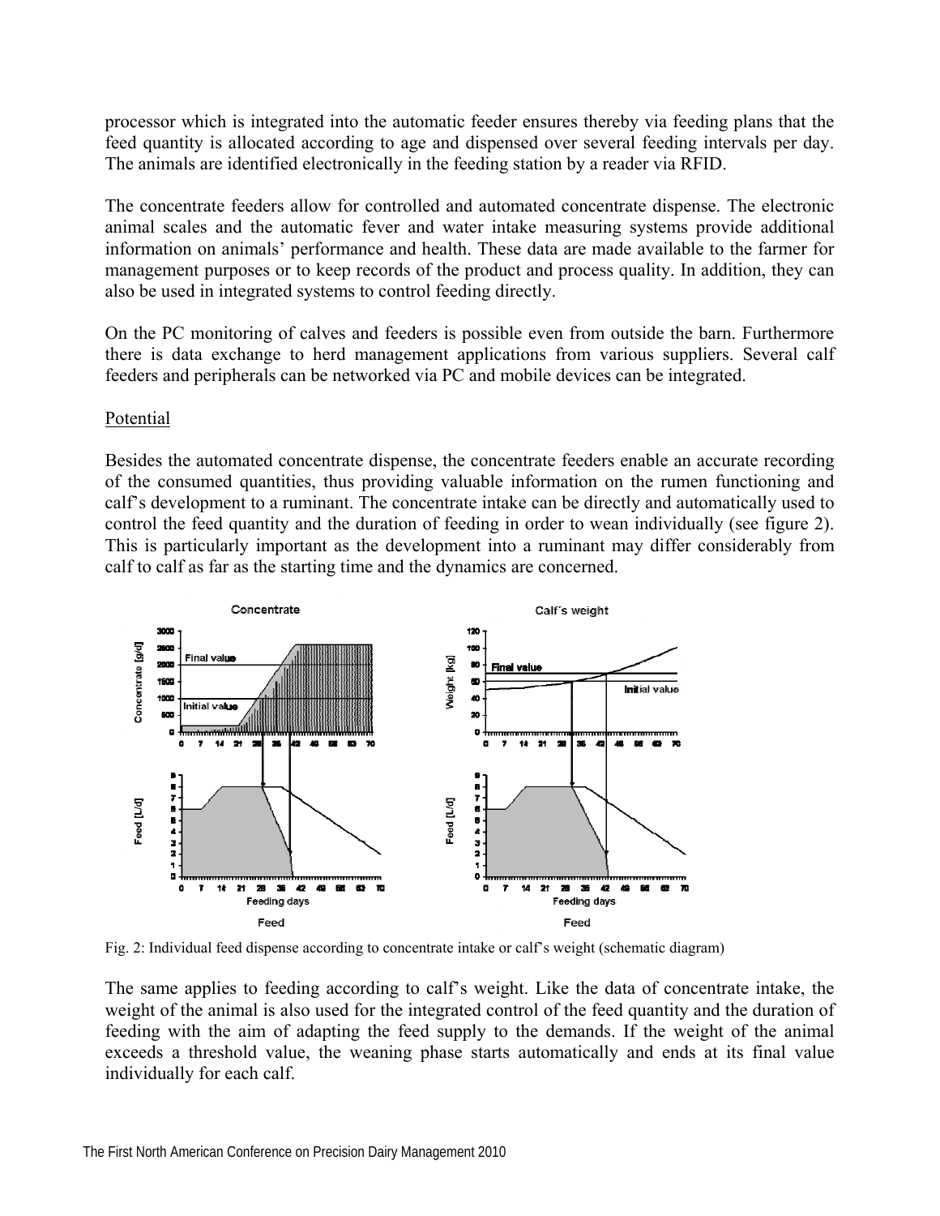processor which is integrated into the automatic feeder ensures thereby via feeding plans that the feed quantity is allocated according to age and dispensed over several feeding intervals per day. The animals are identified electronically in the feeding station by a reader via RFID.

The concentrate feeders allow for controlled and automated concentrate dispense. The electronic animal scales and the automatic fever and water intake measuring systems provide additional information on animals' performance and health. These data are made available to the farmer for management purposes or to keep records of the product and process quality. In addition, they can also be used in integrated systems to control feeding directly.

On the PC monitoring of calves and feeders is possible even from outside the barn. Furthermore there is data exchange to herd management applications from various suppliers. Several calf feeders and peripherals can be networked via PC and mobile devices can be integrated.

<u>Potential</u>

Besides the automated concentrate dispense, the concentrate feeders enable an accurate recording of the consumed quantities, thus providing valuable information on the rumen functioning and calf's development to a ruminant. The concentrate intake can be directly and automatically used to control the feed quantity and the duration of feeding in order to wean individually (see figure 2). This is particularly important as the development into a ruminant may differ considerably from calf to calf as far as the starting time and the dynamics are concerned.

Concentrate

Concentrate [g/d]

Final value

Initial value

Calf´s weight

Weight [kg]

Final value

Initial value

Feed [L/d]

Feeding days

Feed

Feed [L/d]

Feeding days

Feed

Fig. 2: Individual feed dispense according to concentrate intake or calf's weight (schematic diagram)

The same applies to feeding according to calf's weight. Like the data of concentrate intake, the weight of the animal is also used for the integrated control of the feed quantity and the duration of feeding with the aim of adapting the feed supply to the demands. If the weight of the animal exceeds a threshold value, the weaning phase starts automatically and ends at its final value individually for each calf.